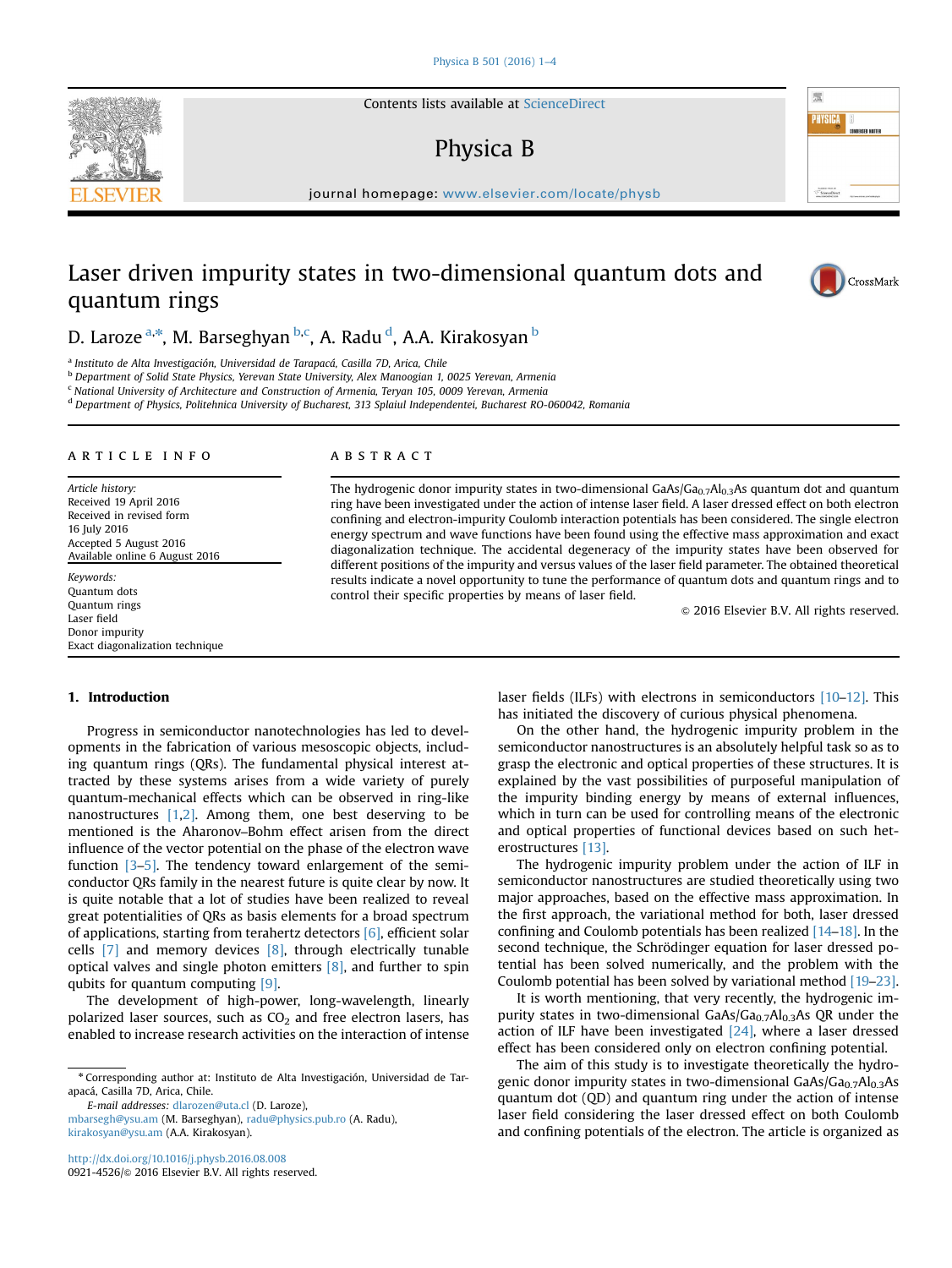# Laser driven impurity states in two-dimensional quantum dots and quantum rings

D. Laroze [a,*], M. Barseghyan [b,c], A. Radu [d], A.A. Kirakosyan [b]

[a] Instituto de Alta Investigación, Universidad de Tarapacá, Casilla 7D, Arica, Chile
[b] Department of Solid State Physics, Yerevan State University, Alex Manoogian 1, 0025 Yerevan, Armenia
[c] National University of Architecture and Construction of Armenia, Teryan 105, 0009 Yerevan, Armenia
[d] Department of Physics, Politehnica University of Bucharest, 313 Splaiul Independentei, Bucharest RO-060042, Romania

## ARTICLE INFO

*Article history:*
Received 19 April 2016
Received in revised form
16 July 2016
Accepted 5 August 2016
Available online 6 August 2016

*Keywords:*
Quantum dots
Quantum rings
Laser field
Donor impurity
Exact diagonalization technique

## ABSTRACT

The hydrogenic donor impurity states in two-dimensional GaAs/$Ga_{0.7}Al_{0.3}$As quantum dot and quantum ring have been investigated under the action of intense laser field. A laser dressed effect on both electron confining and electron-impurity Coulomb interaction potentials has been considered. The single electron energy spectrum and wave functions have been found using the effective mass approximation and exact diagonalization technique. The accidental degeneracy of the impurity states have been observed for different positions of the impurity and versus values of the laser field parameter. The obtained theoretical results indicate a novel opportunity to tune the performance of quantum dots and quantum rings and to control their specific properties by means of laser field.

© 2016 Elsevier B.V. All rights reserved.

## 1. Introduction

Progress in semiconductor nanotechnologies has led to developments in the fabrication of various mesoscopic objects, including quantum rings (QRs). The fundamental physical interest attracted by these systems arises from a wide variety of purely quantum-mechanical effects which can be observed in ring-like nanostructures [1,2]. Among them, one best deserving to be mentioned is the Aharonov–Bohm effect arisen from the direct influence of the vector potential on the phase of the electron wave function [3–5]. The tendency toward enlargement of the semiconductor QRs family in the nearest future is quite clear by now. It is quite notable that a lot of studies have been realized to reveal great potentialities of QRs as basis elements for a broad spectrum of applications, starting from terahertz detectors [6], efficient solar cells [7] and memory devices [8], through electrically tunable optical valves and single photon emitters [8], and further to spin qubits for quantum computing [9].

The development of high-power, long-wavelength, linearly polarized laser sources, such as $CO_2$ and free electron lasers, has enabled to increase research activities on the interaction of intense laser fields (ILFs) with electrons in semiconductors [10–12]. This has initiated the discovery of curious physical phenomena.

On the other hand, the hydrogenic impurity problem in the semiconductor nanostructures is an absolutely helpful task so as to grasp the electronic and optical properties of these structures. It is explained by the vast possibilities of purposeful manipulation of the impurity binding energy by means of external influences, which in turn can be used for controlling means of the electronic and optical properties of functional devices based on such heterostructures [13].

The hydrogenic impurity problem under the action of ILF in semiconductor nanostructures are studied theoretically using two major approaches, based on the effective mass approximation. In the first approach, the variational method for both, laser dressed confining and Coulomb potentials has been realized [14–18]. In the second technique, the Schrödinger equation for laser dressed potential has been solved numerically, and the problem with the Coulomb potential has been solved by variational method [19–23].

It is worth mentioning, that very recently, the hydrogenic impurity states in two-dimensional GaAs/$Ga_{0.7}Al_{0.3}$As QR under the action of ILF have been investigated [24], where a laser dressed effect has been considered only on electron confining potential.

The aim of this study is to investigate theoretically the hydrogenic donor impurity states in two-dimensional GaAs/$Ga_{0.7}Al_{0.3}$As quantum dot (QD) and quantum ring under the action of intense laser field considering the laser dressed effect on both Coulomb and confining potentials of the electron. The article is organized as

---

* Corresponding author at: Instituto de Alta Investigación, Universidad de Tarapacá, Casilla 7D, Arica, Chile.
*E-mail addresses:* dlarozen@uta.cl (D. Laroze), mbarsegh@ysu.am (M. Barseghyan), radu@physics.pub.ro (A. Radu), kirakosyan@ysu.am (A.A. Kirakosyan).

http://dx.doi.org/10.1016/j.physb.2016.08.008
0921-4526/© 2016 Elsevier B.V. All rights reserved.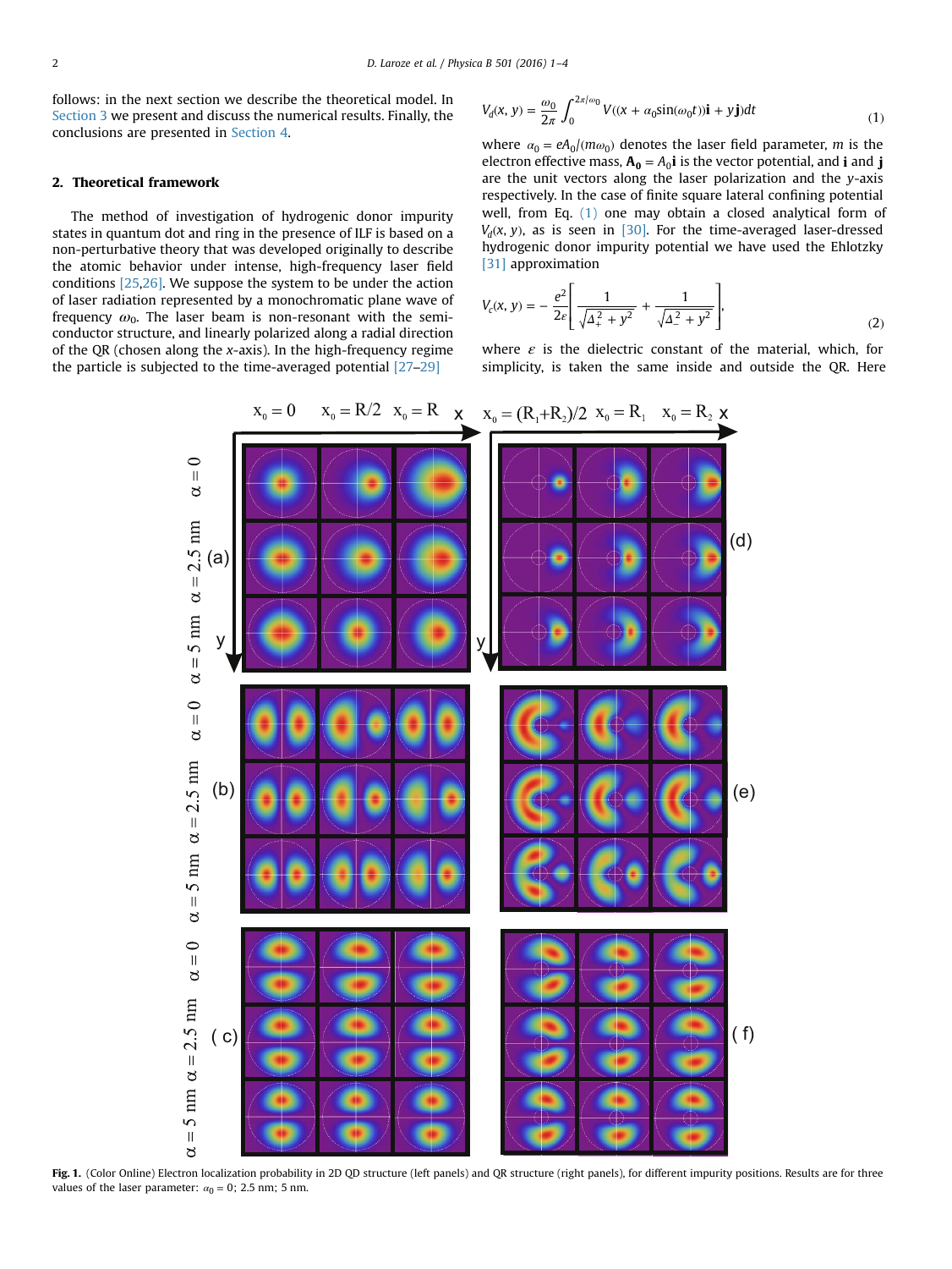follows: in the next section we describe the theoretical model. In Section 3 we present and discuss the numerical results. Finally, the conclusions are presented in Section 4.

## 2. Theoretical framework

The method of investigation of hydrogenic donor impurity states in quantum dot and ring in the presence of ILF is based on a non-perturbative theory that was developed originally to describe the atomic behavior under intense, high-frequency laser field conditions [25,26]. We suppose the system to be under the action of laser radiation represented by a monochromatic plane wave of frequency $\omega_0$. The laser beam is non-resonant with the semiconductor structure, and linearly polarized along a radial direction of the QR (chosen along the $x$-axis). In the high-frequency regime the particle is subjected to the time-averaged potential [27–29]

$$V_d(x, y) = \frac{\omega_0}{2\pi} \int_0^{2\pi/\omega_0} V((x + \alpha_0 \sin(\omega_0 t))\mathbf{i} + y\mathbf{j})dt \tag{1}$$

where $\alpha_0 = eA_0/(m\omega_0)$ denotes the laser field parameter, $m$ is the electron effective mass, $\mathbf{A_0} = A_0\mathbf{i}$ is the vector potential, and $\mathbf{i}$ and $\mathbf{j}$ are the unit vectors along the laser polarization and the $y$-axis respectively. In the case of finite square lateral confining potential well, from Eq. (1) one may obtain a closed analytical form of $V_d(x, y)$, as is seen in [30]. For the time-averaged laser-dressed hydrogenic donor impurity potential we have used the Ehlotzky [31] approximation

$$V_c(x, y) = -\frac{e^2}{2\varepsilon}\left[\frac{1}{\sqrt{\Delta_+^2 + y^2}} + \frac{1}{\sqrt{\Delta_-^2 + y^2}}\right], \tag{2}$$

where $\varepsilon$ is the dielectric constant of the material, which, for simplicity, is taken the same inside and outside the QR. Here

$x_0 = 0$ $x_0 = R/2$ $x_0 = R$ x
$x_0 = (R_1+R_2)/2$ $x_0 = R_1$ $x_0 = R_2$ x
y
$\alpha = 0$ $\alpha = 2.5$ nm $\alpha = 5$ nm
(a) (b) (c) (d) (e) (f)

**Fig. 1.** (Color Online) Electron localization probability in 2D QD structure (left panels) and QR structure (right panels), for different impurity positions. Results are for three values of the laser parameter: $\alpha_0 = 0$; 2.5 nm; 5 nm.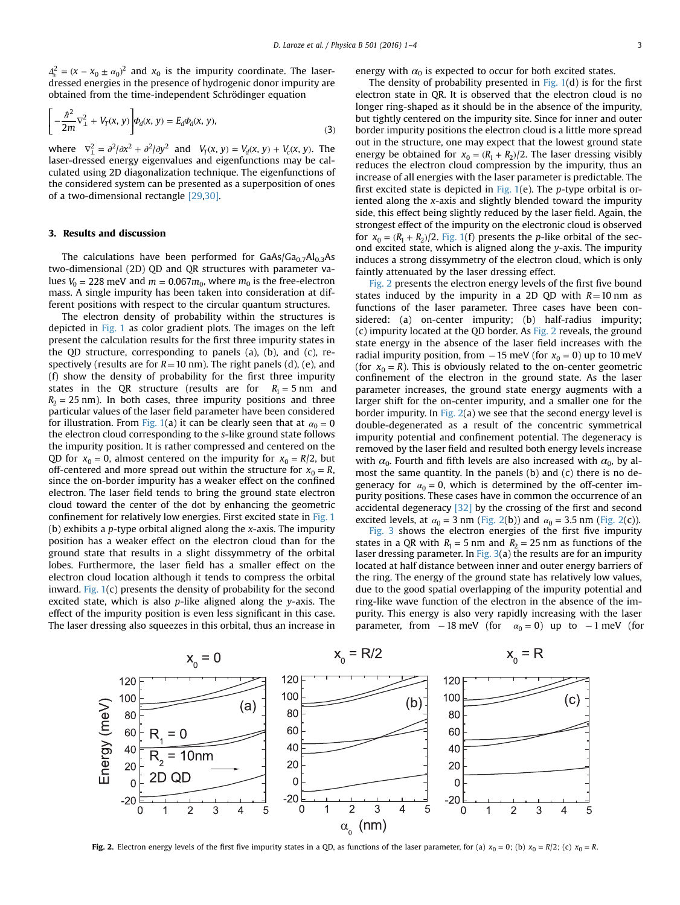$\Delta_{\pm}^2 = (x - x_0 \pm \alpha_0)^2$ and $x_0$ is the impurity coordinate. The laser-dressed energies in the presence of hydrogenic donor impurity are obtained from the time-independent Schrödinger equation

$$\left[-\frac{\hbar^2}{2m}\nabla_{\perp}^2 + V_T(x, y)\right]\Phi_d(x, y) = E_d\Phi_d(x, y), \tag{3}$$

where $\nabla_{\perp}^2 = \partial^2/\partial x^2 + \partial^2/\partial y^2$ and $V_T(x, y) = V_d(x, y) + V_c(x, y)$. The laser-dressed energy eigenvalues and eigenfunctions may be calculated using 2D diagonalization technique. The eigenfunctions of the considered system can be presented as a superposition of ones of a two-dimensional rectangle [29,30].

## 3. Results and discussion

The calculations have been performed for $GaAs/Ga_{0.7}Al_{0.3}As$ two-dimensional (2D) QD and QR structures with parameter values $V_0 = 228$ meV and $m = 0.067m_0$, where $m_0$ is the free-electron mass. A single impurity has been taken into consideration at different positions with respect to the circular quantum structures.

The electron density of probability within the structures is depicted in Fig. 1 as color gradient plots. The images on the left present the calculation results for the first three impurity states in the QD structure, corresponding to panels (a), (b), and (c), respectively (results are for $R = 10$ nm). The right panels (d), (e), and (f) show the density of probability for the first three impurity states in the QR structure (results are for $R_1 = 5$ nm and $R_2 = 25$ nm). In both cases, three impurity positions and three particular values of the laser field parameter have been considered for illustration. From Fig. 1(a) it can be clearly seen that at $\alpha_0 = 0$ the electron cloud corresponding to the s-like ground state follows the impurity position. It is rather compressed and centered on the QD for $x_0 = 0$, almost centered on the impurity for $x_0 = R/2$, but off-centered and more spread out within the structure for $x_0 = R$, since the on-border impurity has a weaker effect on the confined electron. The laser field tends to bring the ground state electron cloud toward the center of the dot by enhancing the geometric confinement for relatively low energies. First excited state in Fig. 1(b) exhibits a p-type orbital aligned along the x-axis. The impurity position has a weaker effect on the electron cloud than for the ground state that results in a slight dissymmetry of the orbital lobes. Furthermore, the laser field has a smaller effect on the electron cloud location although it tends to compress the orbital inward. Fig. 1(c) presents the density of probability for the second excited state, which is also p-like aligned along the y-axis. The effect of the impurity position is even less significant in this case. The laser dressing also squeezes in this orbital, thus an increase in energy with $\alpha_0$ is expected to occur for both excited states.

The density of probability presented in Fig. 1(d) is for the first electron state in QR. It is observed that the electron cloud is no longer ring-shaped as it should be in the absence of the impurity, but tightly centered on the impurity site. Since for inner and outer border impurity positions the electron cloud is a little more spread out in the structure, one may expect that the lowest ground state energy be obtained for $x_0 = (R_1 + R_2)/2$. The laser dressing visibly reduces the electron cloud compression by the impurity, thus an increase of all energies with the laser parameter is predictable. The first excited state is depicted in Fig. 1(e). The p-type orbital is oriented along the x-axis and slightly blended toward the impurity side, this effect being slightly reduced by the laser field. Again, the strongest effect of the impurity on the electronic cloud is observed for $x_0 = (R_1 + R_2)/2$. Fig. 1(f) presents the p-like orbital of the second excited state, which is aligned along the y-axis. The impurity induces a strong dissymmetry of the electron cloud, which is only faintly attenuated by the laser dressing effect.

Fig. 2 presents the electron energy levels of the first five bound states induced by the impurity in a 2D QD with $R = 10$ nm as functions of the laser parameter. Three cases have been considered: (a) on-center impurity; (b) half-radius impurity; (c) impurity located at the QD border. As Fig. 2 reveals, the ground state energy in the absence of the laser field increases with the radial impurity position, from −15 meV (for $x_0 = 0$) up to 10 meV (for $x_0 = R$). This is obviously related to the on-center geometric confinement of the electron in the ground state. As the laser parameter increases, the ground state energy augments with a larger shift for the on-center impurity, and a smaller one for the border impurity. In Fig. 2(a) we see that the second energy level is double-degenerated as a result of the concentric symmetrical impurity potential and confinement potential. The degeneracy is removed by the laser field and resulted both energy levels increase with $\alpha_0$. Fourth and fifth levels are also increased with $\alpha_0$, by almost the same quantity. In the panels (b) and (c) there is no degeneracy for $\alpha_0 = 0$, which is determined by the off-center impurity positions. These cases have in common the occurrence of an accidental degeneracy [32] by the crossing of the first and second excited levels, at $\alpha_0 = 3$ nm (Fig. 2(b)) and $\alpha_0 = 3.5$ nm (Fig. 2(c)).

Fig. 3 shows the electron energies of the first five impurity states in a QR with $R_1 = 5$ nm and $R_2 = 25$ nm as functions of the laser dressing parameter. In Fig. 3(a) the results are for an impurity located at half distance between inner and outer energy barriers of the ring. The energy of the ground state has relatively low values, due to the good spatial overlapping of the impurity potential and ring-like wave function of the electron in the absence of the impurity. This energy is also very rapidly increasing with the laser parameter, from −18 meV (for $\alpha_0 = 0$) up to −1 meV (for

$x_0 = 0$ $x_0 = R/2$ $x_0 = R$

Energy (meV)
120 100 80 60 40 20 0 -20
(a) (b) (c)
$R_1 = 0$
$R_2 = 10$nm
2D QD
0 1 2 3 4 5
$\alpha_0$ (nm)

**Fig. 2.** Electron energy levels of the first five impurity states in a QD, as functions of the laser parameter, for (a) $x_0 = 0$; (b) $x_0 = R/2$; (c) $x_0 = R$.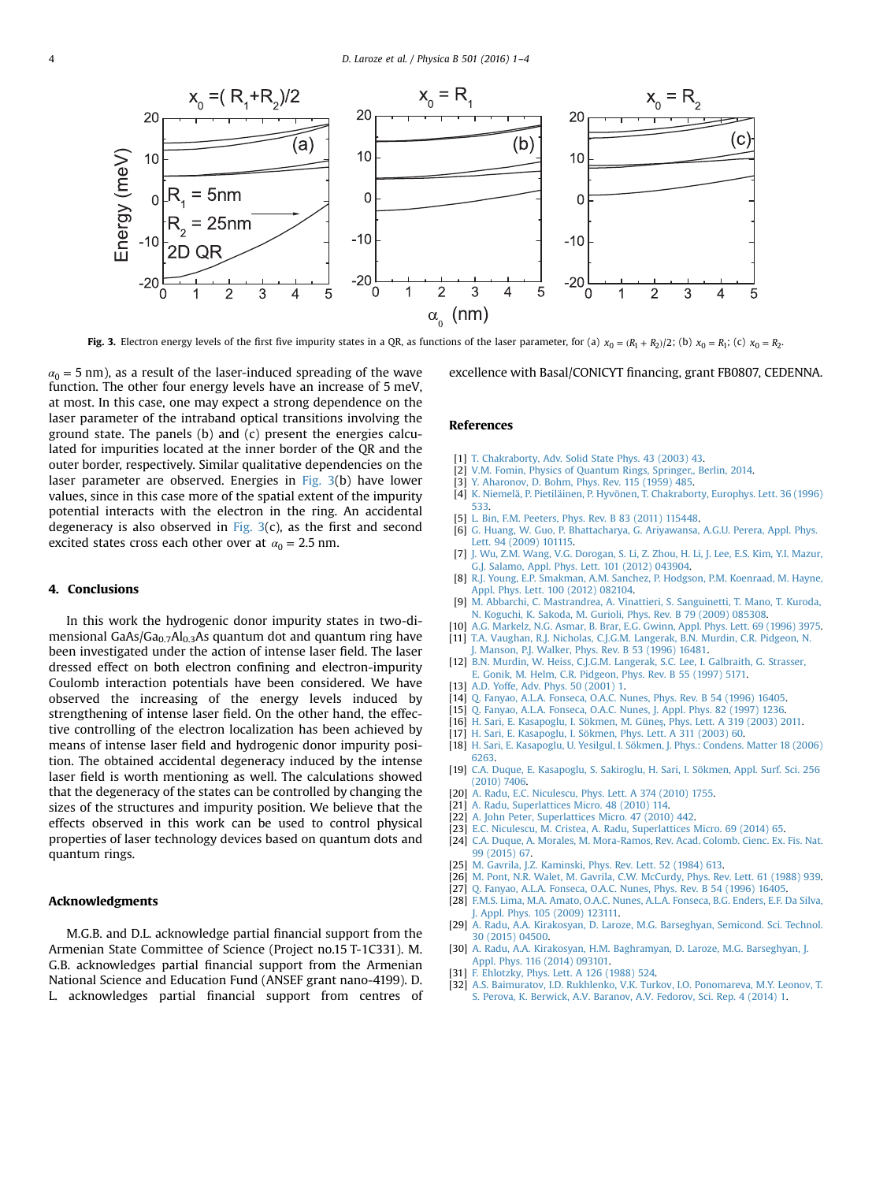$x_0 = (R_1+R_2)/2$

$x_0 = R_1$

$x_0 = R_2$

Energy (meV)

20

10

0

-10

-20

(a)

(b)

(c)

$R_1$ = 5nm

$R_2$ = 25nm

2D QR

0 1 2 3 4 5

$\alpha_0$ (nm)

**Fig. 3.** Electron energy levels of the first five impurity states in a QR, as functions of the laser parameter, for (a) $x_0 = (R_1 + R_2)/2$; (b) $x_0 = R_1$; (c) $x_0 = R_2$.

$\alpha_0 = 5$ nm), as a result of the laser-induced spreading of the wave function. The other four energy levels have an increase of 5 meV, at most. In this case, one may expect a strong dependence on the laser parameter of the intraband optical transitions involving the ground state. The panels (b) and (c) present the energies calculated for impurities located at the inner border of the QR and the outer border, respectively. Similar qualitative dependencies on the laser parameter are observed. Energies in Fig. 3(b) have lower values, since in this case more of the spatial extent of the impurity potential interacts with the electron in the ring. An accidental degeneracy is also observed in Fig. 3(c), as the first and second excited states cross each other over at $\alpha_0 = 2.5$ nm.

## 4. Conclusions

In this work the hydrogenic donor impurity states in two-dimensional $GaAs/Ga_{0.7}Al_{0.3}As$ quantum dot and quantum ring have been investigated under the action of intense laser field. The laser dressed effect on both electron confining and electron-impurity Coulomb interaction potentials have been considered. We have observed the increasing of the energy levels induced by strengthening of intense laser field. On the other hand, the effective controlling of the electron localization has been achieved by means of intense laser field and hydrogenic donor impurity position. The obtained accidental degeneracy induced by the intense laser field is worth mentioning as well. The calculations showed that the degeneracy of the states can be controlled by changing the sizes of the structures and impurity position. We believe that the effects observed in this work can be used to control physical properties of laser technology devices based on quantum dots and quantum rings.

## Acknowledgments

M.G.B. and D.L. acknowledge partial financial support from the Armenian State Committee of Science (Project no.15 T-1C331). M. G.B. acknowledges partial financial support from the Armenian National Science and Education Fund (ANSEF grant nano-4199). D. L. acknowledges partial financial support from centres of excellence with Basal/CONICYT financing, grant FB0807, CEDENNA.

## References

[1] T. Chakraborty, Adv. Solid State Phys. 43 (2003) 43.
[2] V.M. Fomin, Physics of Quantum Rings, Springer,, Berlin, 2014.
[3] Y. Aharonov, D. Bohm, Phys. Rev. 115 (1959) 485.
[4] K. Niemelä, P. Pietiläinen, P. Hyvönen, T. Chakraborty, Europhys. Lett. 36 (1996) 533.
[5] L. Bin, F.M. Peeters, Phys. Rev. B 83 (2011) 115448.
[6] G. Huang, W. Guo, P. Bhattacharya, G. Ariyawansa, A.G.U. Perera, Appl. Phys. Lett. 94 (2009) 101115.
[7] J. Wu, Z.M. Wang, V.G. Dorogan, S. Li, Z. Zhou, H. Li, J. Lee, E.S. Kim, Y.I. Mazur, G.J. Salamo, Appl. Phys. Lett. 101 (2012) 043904.
[8] R.J. Young, E.P. Smakman, A.M. Sanchez, P. Hodgson, P.M. Koenraad, M. Hayne, Appl. Phys. Lett. 100 (2012) 082104.
[9] M. Abbarchi, C. Mastrandrea, A. Vinattieri, S. Sanguinetti, T. Mano, T. Kuroda, N. Koguchi, K. Sakoda, M. Gurioli, Phys. Rev. B 79 (2009) 085308.
[10] A.G. Markelz, N.G. Asmar, B. Brar, E.G. Gwinn, Appl. Phys. Lett. 69 (1996) 3975.
[11] T.A. Vaughan, R.J. Nicholas, C.J.G.M. Langerak, B.N. Murdin, C.R. Pidgeon, N. J. Manson, P.J. Walker, Phys. Rev. B 53 (1996) 16481.
[12] B.N. Murdin, W. Heiss, C.J.G.M. Langerak, S.C. Lee, I. Galbraith, G. Strasser, E. Gonik, M. Helm, C.R. Pidgeon, Phys. Rev. B 55 (1997) 5171.
[13] A.D. Yoffe, Adv. Phys. 50 (2001) 1.
[14] Q. Fanyao, A.L.A. Fonseca, O.A.C. Nunes, Phys. Rev. B 54 (1996) 16405.
[15] Q. Fanyao, A.L.A. Fonseca, O.A.C. Nunes, J. Appl. Phys. 82 (1997) 1236.
[16] H. Sari, E. Kasapoglu, I. Sökmen, M. Güneş, Phys. Lett. A 319 (2003) 2011.
[17] H. Sari, E. Kasapoglu, I. Sökmen, Phys. Lett. A 311 (2003) 60.
[18] H. Sari, E. Kasapoglu, U. Yesilgul, I. Sökmen, J. Phys.: Condens. Matter 18 (2006) 6263.
[19] C.A. Duque, E. Kasapoglu, S. Sakiroglu, H. Sari, I. Sökmen, Appl. Surf. Sci. 256 (2010) 7406.
[20] A. Radu, E.C. Niculescu, Phys. Lett. A 374 (2010) 1755.
[21] A. Radu, Superlattices Micro. 48 (2010) 114.
[22] A. John Peter, Superlattices Micro. 47 (2010) 442.
[23] E.C. Niculescu, M. Cristea, A. Radu, Superlattices Micro. 69 (2014) 65.
[24] C.A. Duque, A. Morales, M. Mora-Ramos, Rev. Acad. Colomb. Cienc. Ex. Fis. Nat. 99 (2015) 67.
[25] M. Gavrila, J.Z. Kaminski, Phys. Rev. Lett. 52 (1984) 613.
[26] M. Pont, N.R. Walet, M. Gavrila, C.W. McCurdy, Phys. Rev. Lett. 61 (1988) 939.
[27] Q. Fanyao, A.L.A. Fonseca, O.A.C. Nunes, Phys. Rev. B 54 (1996) 16405.
[28] F.M.S. Lima, M.A. Amato, O.A.C. Nunes, A.L.A. Fonseca, B.G. Enders, E.F. Da Silva, J. Appl. Phys. 105 (2009) 123111.
[29] A. Radu, A.A. Kirakosyan, D. Laroze, M.G. Barseghyan, Semicond. Sci. Technol. 30 (2015) 04500.
[30] A. Radu, A.A. Kirakosyan, H.M. Baghramyan, D. Laroze, M.G. Barseghyan, J. Appl. Phys. 116 (2014) 093101.
[31] F. Ehlotzky, Phys. Lett. A 126 (1988) 524.
[32] A.S. Baimuratov, I.D. Rukhlenko, V.K. Turkov, I.O. Ponomareva, M.Y. Leonov, T. S. Perova, K. Berwick, A.V. Baranov, A.V. Fedorov, Sci. Rep. 4 (2014) 1.